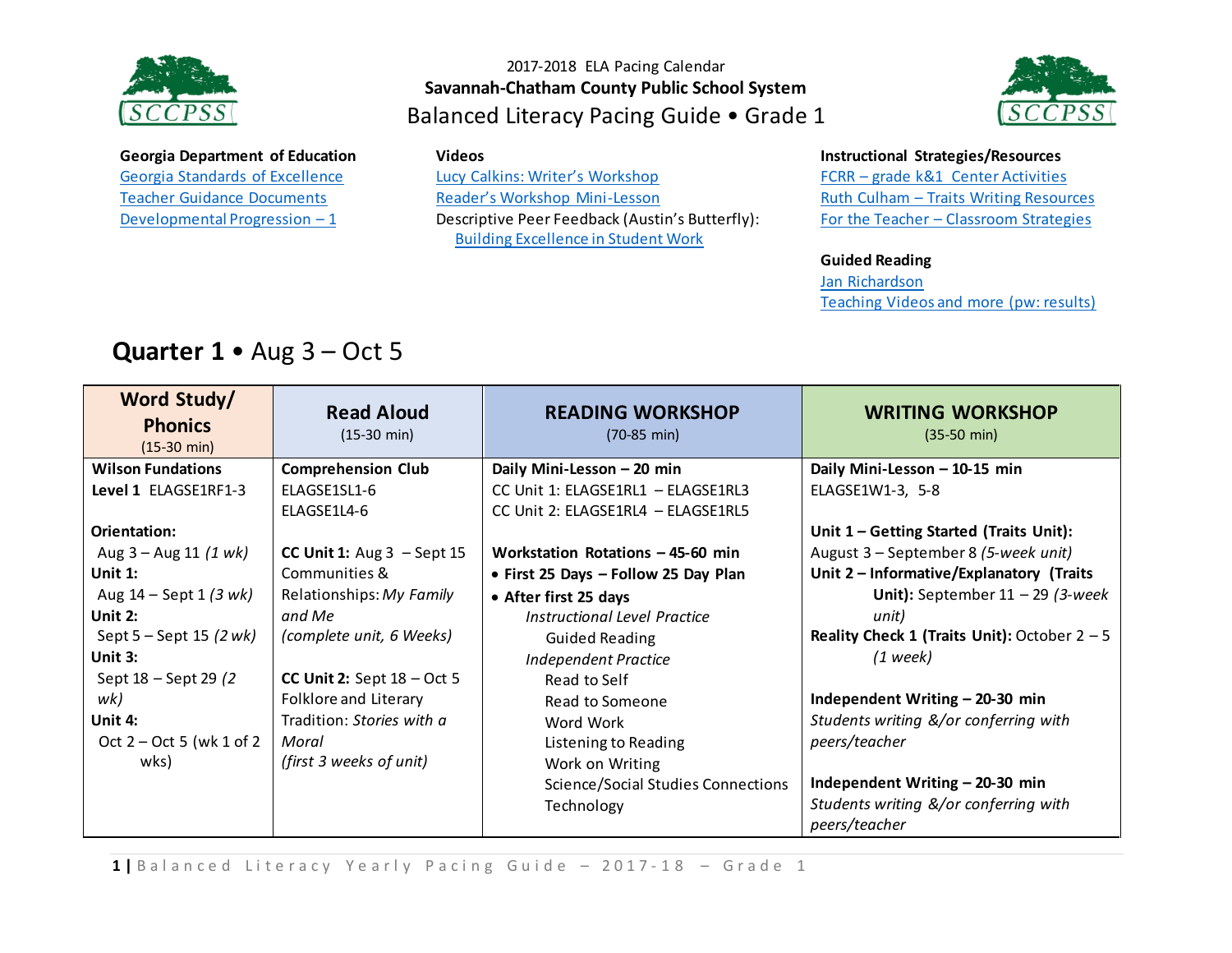2017-2018 ELA Pacing Calendar

**Savannah-Chatham County Public School System**

# Balanced Literacy Pacing Guide • Grade 1

**Georgia Department of Education**

Georgia Standards of Excellence
Teacher Guidance Documents
Developmental Progression – 1

**Videos**

Lucy Calkins: Writer's Workshop
Reader's Workshop Mini-Lesson
Descriptive Peer Feedback (Austin's Butterfly):
Building Excellence in Student Work

**Instructional Strategies/Resources**

FCRR – grade k&1 Center Activities
Ruth Culham – Traits Writing Resources
For the Teacher – Classroom Strategies

**Guided Reading**

Jan Richardson
Teaching Videos and more (pw: results)

## **Quarter 1** • Aug 3 – Oct 5

| Word Study/ Phonics (15-30 min) | Read Aloud (15-30 min) | READING WORKSHOP (70-85 min) | WRITING WORKSHOP (35-50 min) |
|---|---|---|---|
| **Wilson Fundations**<br>**Level 1** ELAGSE1RF1-3<br><br>**Orientation:**<br>Aug 3 – Aug 11 *(1 wk)*<br>**Unit 1:**<br>Aug 14 – Sept 1 *(3 wk)*<br>**Unit 2:**<br>Sept 5 – Sept 15 *(2 wk)*<br>**Unit 3:**<br>Sept 18 – Sept 29 *(2 wk)*<br>**Unit 4:**<br>Oct 2 – Oct 5 (wk 1 of 2 wks) | **Comprehension Club**<br>ELAGSE1SL1-6<br>ELAGSE1L4-6<br><br>**CC Unit 1:** Aug 3 – Sept 15 Communities & Relationships: *My Family and Me*<br>*(complete unit, 6 Weeks)*<br><br>**CC Unit 2:** Sept 18 – Oct 5 Folklore and Literary Tradition: *Stories with a Moral*<br>*(first 3 weeks of unit)* | **Daily Mini-Lesson – 20 min**<br>CC Unit 1: ELAGSE1RL1 – ELAGSE1RL3<br>CC Unit 2: ELAGSE1RL4 – ELAGSE1RL5<br><br>**Workstation Rotations – 45-60 min**<br>• **First 25 Days – Follow 25 Day Plan**<br>• **After first 25 days**<br>*Instructional Level Practice*<br>Guided Reading<br>*Independent Practice*<br>Read to Self<br>Read to Someone<br>Word Work<br>Listening to Reading<br>Work on Writing<br>Science/Social Studies Connections<br>Technology | **Daily Mini-Lesson – 10-15 min**<br>ELAGSE1W1-3, 5-8<br><br>**Unit 1 – Getting Started (Traits Unit):**<br>August 3 – September 8 *(5-week unit)*<br>**Unit 2 – Informative/Explanatory (Traits Unit):** September 11 – 29 *(3-week unit)*<br>**Reality Check 1 (Traits Unit):** October 2 – 5 *(1 week)*<br><br>**Independent Writing – 20-30 min**<br>*Students writing &/or conferring with peers/teacher*<br><br>**Independent Writing – 20-30 min**<br>*Students writing &/or conferring with peers/teacher* |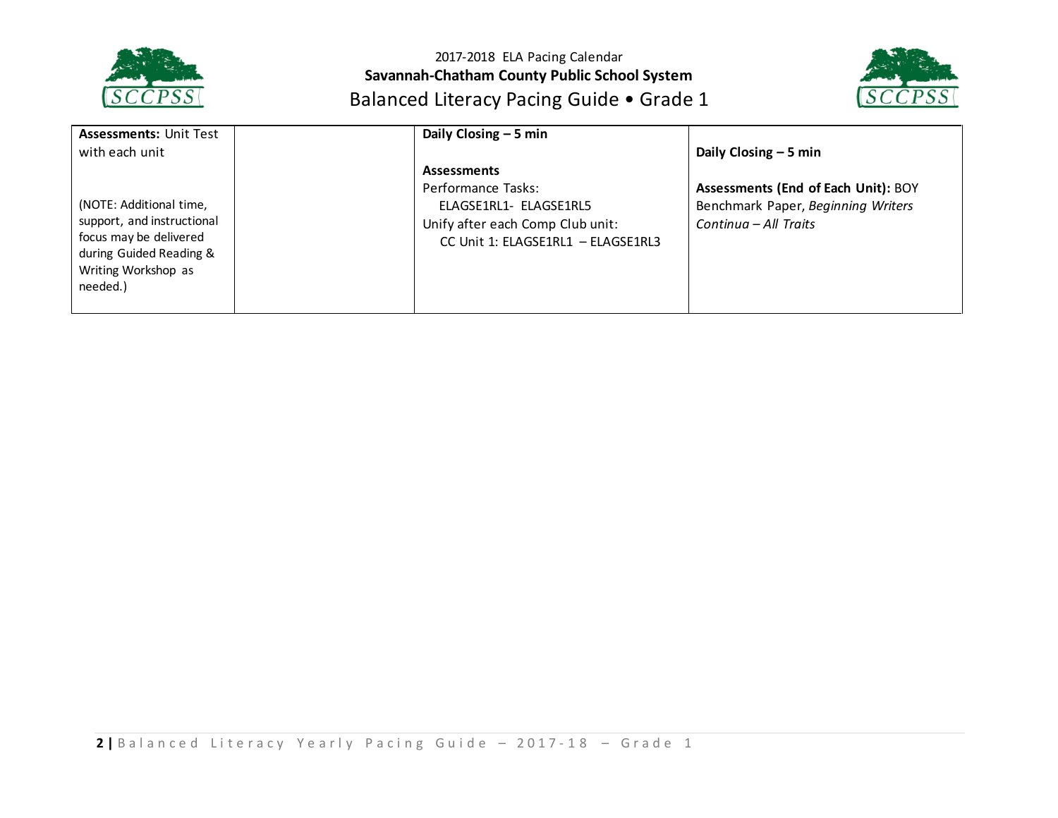2017-2018 ELA Pacing Calendar

**Savannah-Chatham County Public School System**

Balanced Literacy Pacing Guide • Grade 1

| | | | |
|---|---|---|---|
| **Assessments:** Unit Test with each unit<br><br>(NOTE: Additional time, support, and instructional focus may be delivered during Guided Reading & Writing Workshop as needed.) | | **Daily Closing – 5 min**<br><br>**Assessments**<br>Performance Tasks:<br>ELAGSE1RL1- ELAGSE1RL5<br>Unify after each Comp Club unit:<br>CC Unit 1: ELAGSE1RL1 – ELAGSE1RL3 | **Daily Closing – 5 min**<br><br>**Assessments (End of Each Unit):** BOY Benchmark Paper, *Beginning Writers Continua – All Traits* |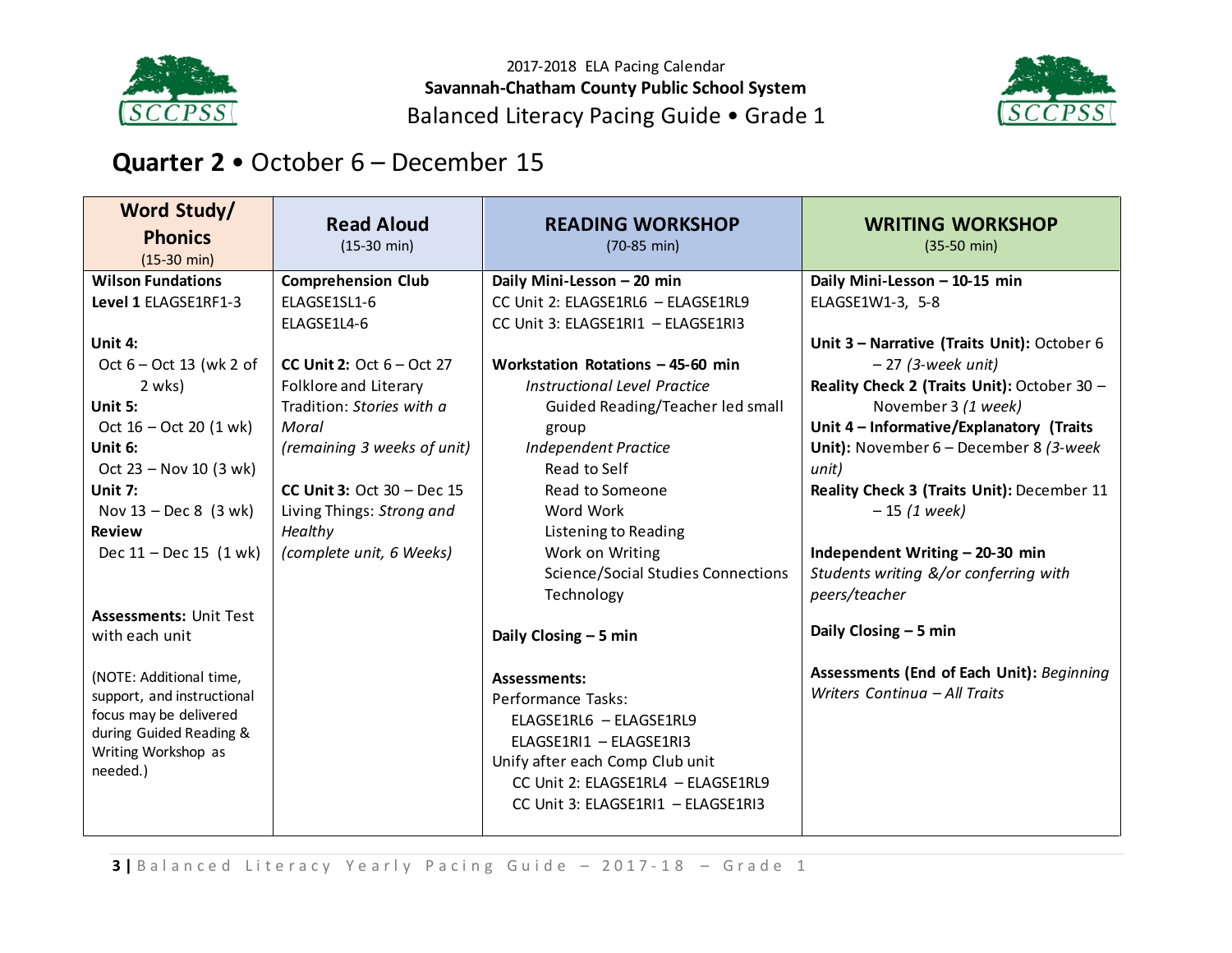2017-2018 ELA Pacing Calendar

**Savannah-Chatham County Public School System**

Balanced Literacy Pacing Guide • Grade 1

## Quarter 2 • October 6 – December 15

| Word Study/ Phonics (15-30 min) | Read Aloud (15-30 min) | READING WORKSHOP (70-85 min) | WRITING WORKSHOP (35-50 min) |
|---|---|---|---|
| **Wilson Fundations Level 1** ELAGSE1RF1-3<br><br>**Unit 4:** Oct 6 – Oct 13 (wk 2 of 2 wks)<br>**Unit 5:** Oct 16 – Oct 20 (1 wk)<br>**Unit 6:** Oct 23 – Nov 10 (3 wk)<br>**Unit 7:** Nov 13 – Dec 8 (3 wk)<br>**Review** Dec 11 – Dec 15 (1 wk)<br><br>**Assessments:** Unit Test with each unit<br><br>(NOTE: Additional time, support, and instructional focus may be delivered during Guided Reading & Writing Workshop as needed.) | **Comprehension Club**<br>ELAGSE1SL1-6<br>ELAGSE1L4-6<br><br>**CC Unit 2:** Oct 6 – Oct 27 Folklore and Literary Tradition: *Stories with a Moral* *(remaining 3 weeks of unit)*<br><br>**CC Unit 3:** Oct 30 – Dec 15 Living Things: *Strong and Healthy* *(complete unit, 6 Weeks)* | **Daily Mini-Lesson – 20 min**<br>CC Unit 2: ELAGSE1RL6 – ELAGSE1RL9<br>CC Unit 3: ELAGSE1RI1 – ELAGSE1RI3<br><br>**Workstation Rotations – 45-60 min**<br>*Instructional Level Practice*<br>Guided Reading/Teacher led small group<br>*Independent Practice*<br>Read to Self<br>Read to Someone<br>Word Work<br>Listening to Reading<br>Work on Writing<br>Science/Social Studies Connections<br>Technology<br><br>**Daily Closing – 5 min**<br><br>**Assessments:**<br>Performance Tasks:<br>ELAGSE1RL6 – ELAGSE1RL9<br>ELAGSE1RI1 – ELAGSE1RI3<br>Unify after each Comp Club unit<br>CC Unit 2: ELAGSE1RL4 – ELAGSE1RL9<br>CC Unit 3: ELAGSE1RI1 – ELAGSE1RI3 | **Daily Mini-Lesson – 10-15 min**<br>ELAGSE1W1-3, 5-8<br><br>**Unit 3 – Narrative (Traits Unit):** October 6 – 27 *(3-week unit)*<br>**Reality Check 2 (Traits Unit):** October 30 – November 3 *(1 week)*<br>**Unit 4 – Informative/Explanatory (Traits Unit):** November 6 – December 8 *(3-week unit)*<br>**Reality Check 3 (Traits Unit):** December 11 – 15 *(1 week)*<br><br>**Independent Writing – 20-30 min**<br>*Students writing &/or conferring with peers/teacher*<br><br>**Daily Closing – 5 min**<br><br>**Assessments (End of Each Unit):** *Beginning Writers Continua – All Traits* |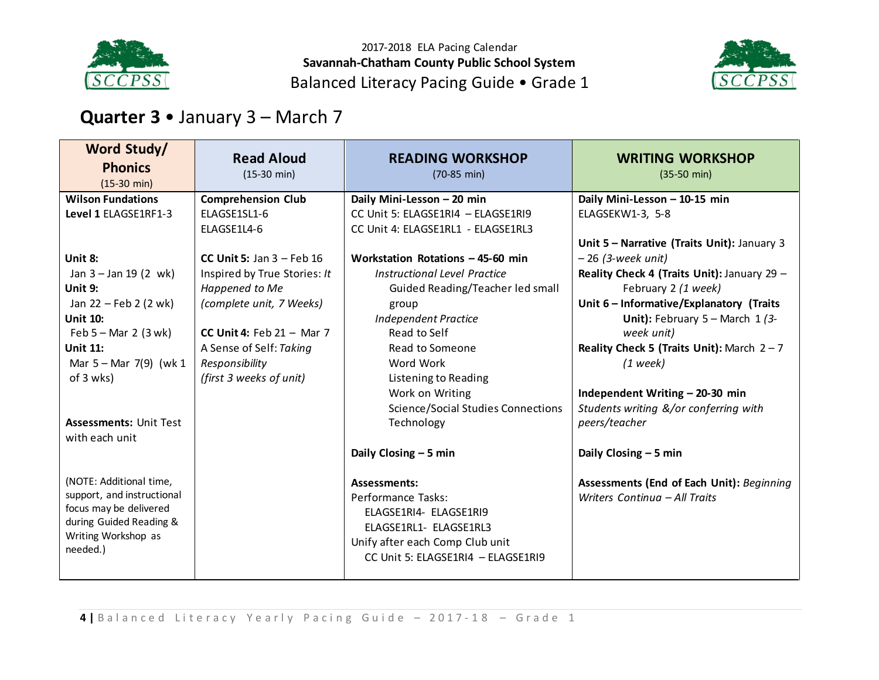2017-2018 ELA Pacing Calendar

**Savannah-Chatham County Public School System**

Balanced Literacy Pacing Guide • Grade 1

## **Quarter 3** • January 3 – March 7

| Word Study/ Phonics (15-30 min) | Read Aloud (15-30 min) | READING WORKSHOP (70-85 min) | WRITING WORKSHOP (35-50 min) |
|---|---|---|---|
| **Wilson Fundations Level 1** ELAGSE1RF1-3<br><br>**Unit 8:**<br>Jan 3 – Jan 19 (2 wk)<br>**Unit 9:**<br>Jan 22 – Feb 2 (2 wk)<br>**Unit 10:**<br>Feb 5 – Mar 2 (3 wk)<br>**Unit 11:**<br>Mar 5 – Mar 7(9) (wk 1 of 3 wks)<br><br>**Assessments:** Unit Test with each unit<br><br>(NOTE: Additional time, support, and instructional focus may be delivered during Guided Reading & Writing Workshop as needed.) | **Comprehension Club**<br>ELAGSE1SL1-6<br>ELAGSE1L4-6<br><br>**CC Unit 5:** Jan 3 – Feb 16<br>Inspired by True Stories: *It Happened to Me*<br>*(complete unit, 7 Weeks)*<br><br>**CC Unit 4:** Feb 21 – Mar 7<br>A Sense of Self: *Taking Responsibility*<br>*(first 3 weeks of unit)* | **Daily Mini-Lesson – 20 min**<br>CC Unit 5: ELAGSE1RI4 – ELAGSE1RI9<br>CC Unit 4: ELAGSE1RL1 - ELAGSE1RL3<br><br>**Workstation Rotations – 45-60 min**<br>*Instructional Level Practice*<br>Guided Reading/Teacher led small group<br>*Independent Practice*<br>Read to Self<br>Read to Someone<br>Word Work<br>Listening to Reading<br>Work on Writing<br>Science/Social Studies Connections<br>Technology<br><br>**Daily Closing – 5 min**<br><br>**Assessments:**<br>Performance Tasks:<br>ELAGSE1RI4- ELAGSE1RI9<br>ELAGSE1RL1- ELAGSE1RL3<br>Unify after each Comp Club unit<br>CC Unit 5: ELAGSE1RI4 – ELAGSE1RI9 | **Daily Mini-Lesson – 10-15 min**<br>ELAGSEKW1-3, 5-8<br><br>**Unit 5 – Narrative (Traits Unit):** January 3 – 26 *(3-week unit)*<br>**Reality Check 4 (Traits Unit):** January 29 – February 2 *(1 week)*<br>**Unit 6 – Informative/Explanatory (Traits Unit):** February 5 – March 1 *(3-week unit)*<br>**Reality Check 5 (Traits Unit):** March 2 – 7 *(1 week)*<br><br>**Independent Writing – 20-30 min**<br>*Students writing &/or conferring with peers/teacher*<br><br>**Daily Closing – 5 min**<br><br>**Assessments (End of Each Unit):** *Beginning Writers Continua – All Traits* |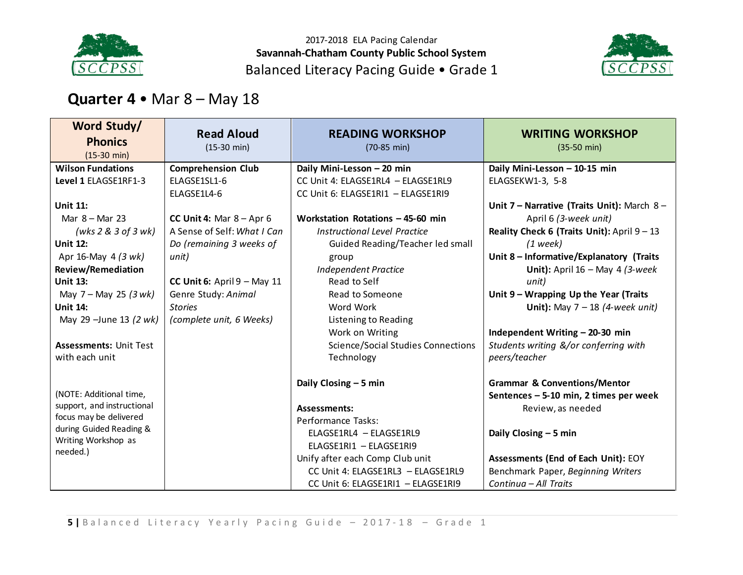2017-2018 ELA Pacing Calendar
**Savannah-Chatham County Public School System**
Balanced Literacy Pacing Guide • Grade 1

## Quarter 4 • Mar 8 – May 18

| **Word Study/ Phonics** (15-30 min) | **Read Aloud** (15-30 min) | **READING WORKSHOP** (70-85 min) | **WRITING WORKSHOP** (35-50 min) |
|---|---|---|---|
| **Wilson Fundations Level 1** ELAGSE1RF1-3<br><br>**Unit 11:**<br>Mar 8 – Mar 23 *(wks 2 & 3 of 3 wk)*<br>**Unit 12:**<br>Apr 16-May 4 *(3 wk)*<br>**Review/Remediation**<br>**Unit 13:**<br>May 7 – May 25 *(3 wk)*<br>**Unit 14:**<br>May 29 –June 13 *(2 wk)*<br><br>**Assessments:** Unit Test with each unit<br><br>(NOTE: Additional time, support, and instructional focus may be delivered during Guided Reading & Writing Workshop as needed.) | **Comprehension Club**<br>ELAGSE1SL1-6<br>ELAGSE1L4-6<br><br>**CC Unit 4:** Mar 8 – Apr 6<br>A Sense of Self: *What I Can Do (remaining 3 weeks of unit)*<br><br>**CC Unit 6:** April 9 – May 11<br>Genre Study: *Animal Stories (complete unit, 6 Weeks)* | **Daily Mini-Lesson – 20 min**<br>CC Unit 4: ELAGSE1RL4 – ELAGSE1RL9<br>CC Unit 6: ELAGSE1RI1 – ELAGSE1RI9<br><br>**Workstation Rotations – 45-60 min**<br>*Instructional Level Practice*<br>Guided Reading/Teacher led small group<br>*Independent Practice*<br>Read to Self<br>Read to Someone<br>Word Work<br>Listening to Reading<br>Work on Writing<br>Science/Social Studies Connections<br>Technology<br><br>**Daily Closing – 5 min**<br><br>**Assessments:**<br>Performance Tasks:<br>ELAGSE1RL4 – ELAGSE1RL9<br>ELAGSE1RI1 – ELAGSE1RI9<br>Unify after each Comp Club unit<br>CC Unit 4: ELAGSE1RL3 – ELAGSE1RL9<br>CC Unit 6: ELAGSE1RI1 – ELAGSE1RI9 | **Daily Mini-Lesson – 10-15 min**<br>ELAGSEKW1-3, 5-8<br><br>**Unit 7 – Narrative (Traits Unit):** March 8 – April 6 *(3-week unit)*<br>**Reality Check 6 (Traits Unit):** April 9 – 13 *(1 week)*<br>**Unit 8 – Informative/Explanatory (Traits Unit):** April 16 – May 4 *(3-week unit)*<br>**Unit 9 – Wrapping Up the Year (Traits Unit):** May 7 – 18 *(4-week unit)*<br><br>**Independent Writing – 20-30 min**<br>*Students writing &/or conferring with peers/teacher*<br><br>**Grammar & Conventions/Mentor Sentences – 5-10 min, 2 times per week**<br>Review, as needed<br><br>**Daily Closing – 5 min**<br><br>**Assessments (End of Each Unit):** EOY Benchmark Paper, *Beginning Writers Continua – All Traits* |